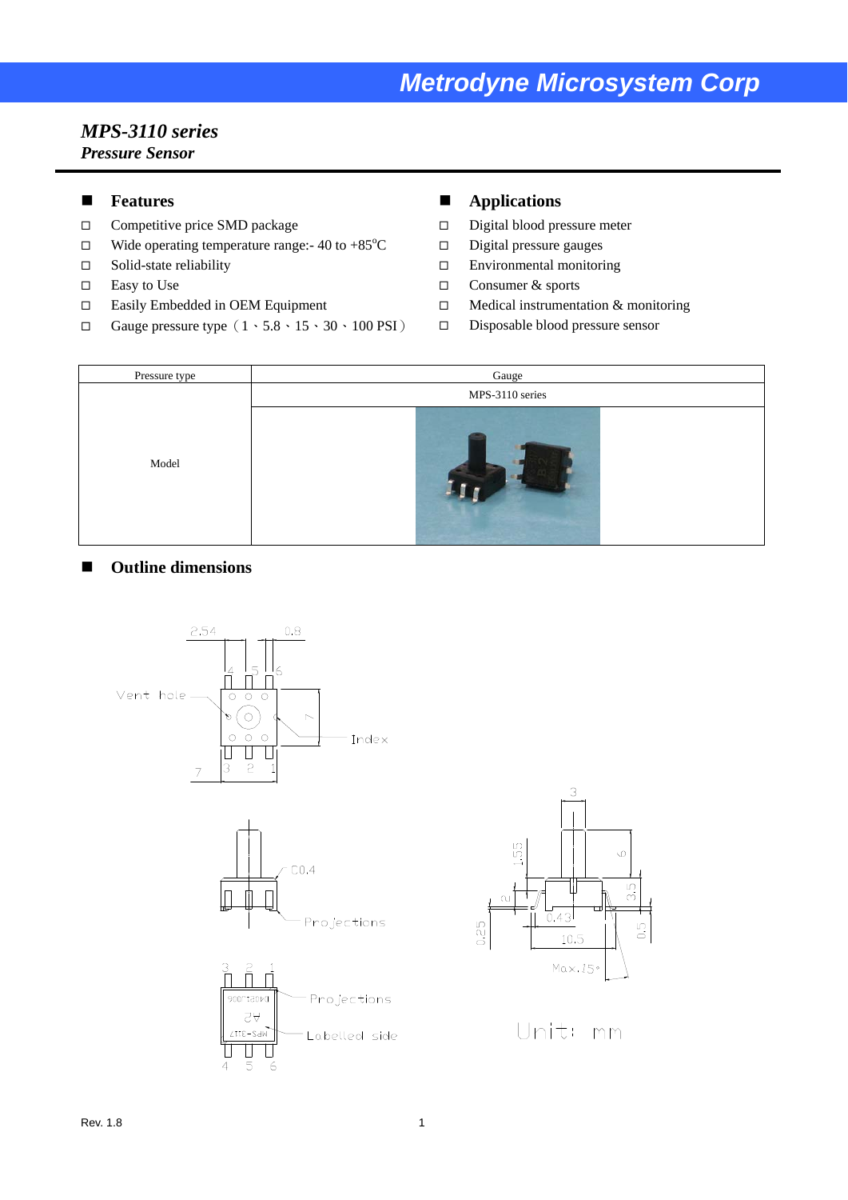Metrodyne Microsystem Corp

# *MPS-3110 series*
## *Pressure Sensor*

## Features

- ☐ Competitive price SMD package
- ☐ Wide operating temperature range:- 40 to +85$^{o}$C
- ☐ Solid-state reliability
- ☐ Easy to Use
- ☐ Easily Embedded in OEM Equipment
- ☐ Gauge pressure type（1、5.8、15、30、100 PSI）

## Applications

- ☐ Digital blood pressure meter
- ☐ Digital pressure gauges
- ☐ Environmental monitoring
- ☐ Consumer & sports
- ☐ Medical instrumentation & monitoring
- ☐ Disposable blood pressure sensor

| Pressure type | Gauge |
|---|---|
| Model | MPS-3110 series |
| | |

## Outline dimensions

Vent hole 2.54 0.8 4 5 6 7 Index 7 3 2 1

C0.4 Projections

3 2 1 Projections Labelled side 4 5 6

3 1.55 6 2 3.5 0.25 0.43 10.5 0.5 Max.15°

Unit: mm

Rev. 1.8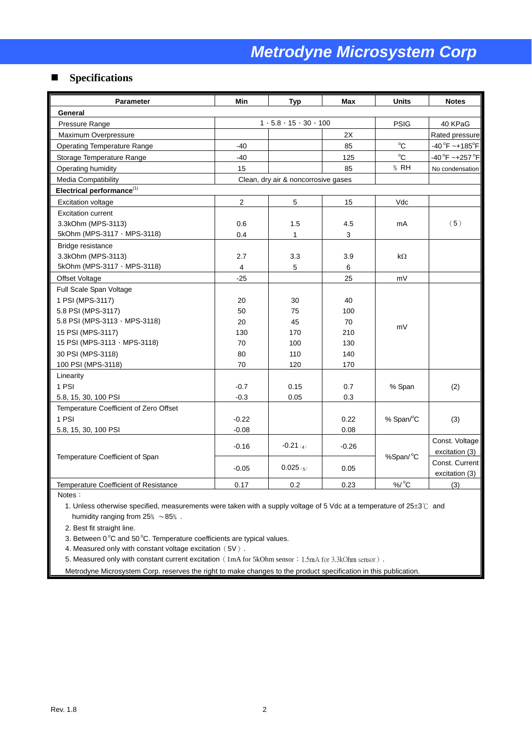## Specifications

| Parameter | Min | Typ | Max | Units | Notes |
|---|---|---|---|---|---|
| **General** | | | | | |
| Pressure Range | 1、5.8、15、30、100 | | | PSIG | 40 KPaG |
| Maximum Overpressure | | | 2X | | Rated pressure |
| Operating Temperature Range | -40 | | 85 | °C | -40 °F ~+185°F |
| Storage Temperature Range | -40 | | 125 | °C | -40 °F ~+257 °F |
| Operating humidity | 15 | | 85 | % RH | No condensation |
| Media Compatibility | Clean, dry air & noncorrosive gases | | | | |
| **Electrical performance**[1] | | | | | |
| Excitation voltage | 2 | 5 | 15 | Vdc | |
| Excitation current<br>3.3kOhm (MPS-3113)<br>5kOhm (MPS-3117、MPS-3118) | <br>0.6<br>0.4 | <br>1.5<br>1 | <br>4.5<br>3 | mA | (5) |
| Bridge resistance<br>3.3kOhm (MPS-3113)<br>5kOhm (MPS-3117、MPS-3118) | <br>2.7<br>4 | <br>3.3<br>5 | <br>3.9<br>6 | kΩ | |
| Offset Voltage | -25 | | 25 | mV | |
| Full Scale Span Voltage<br>1 PSI (MPS-3117)<br>5.8 PSI (MPS-3117)<br>5.8 PSI (MPS-3113、MPS-3118)<br>15 PSI (MPS-3117)<br>15 PSI (MPS-3113、MPS-3118)<br>30 PSI (MPS-3118)<br>100 PSI (MPS-3118) | <br>20<br>50<br>20<br>130<br>70<br>80<br>70 | <br>30<br>75<br>45<br>170<br>100<br>110<br>120 | <br>40<br>100<br>70<br>210<br>130<br>140<br>170 | mV | |
| Linearity<br>1 PSI<br>5.8, 15, 30, 100 PSI | <br>-0.7<br>-0.3 | <br>0.15<br>0.05 | <br>0.7<br>0.3 | % Span | (2) |
| Temperature Coefficient of Zero Offset<br>1 PSI<br>5.8, 15, 30, 100 PSI | <br>-0.22<br>-0.08 | | <br>0.22<br>0.08 | % Span/°C | (3) |
| Temperature Coefficient of Span | -0.16 | -0.21 (4) | -0.26 | %Span/°C | Const. Voltage excitation (3) |
| | -0.05 | 0.025 (5) | 0.05 | | Const. Current excitation (3) |
| Temperature Coefficient of Resistance | 0.17 | 0.2 | 0.23 | %/°C | (3) |

Notes：

1. Unless otherwise specified, measurements were taken with a supply voltage of 5 Vdc at a temperature of 25±3℃ and humidity ranging from 25% ~85% .
2. Best fit straight line.
3. Between 0 °C and 50 °C. Temperature coefficients are typical values.
4. Measured only with constant voltage excitation（5V）.
5. Measured only with constant current excitation（1mA for 5kOhm sensor；1.5mA for 3.3kOhm sensor）.

Metrodyne Microsystem Corp. reserves the right to make changes to the product specification in this publication.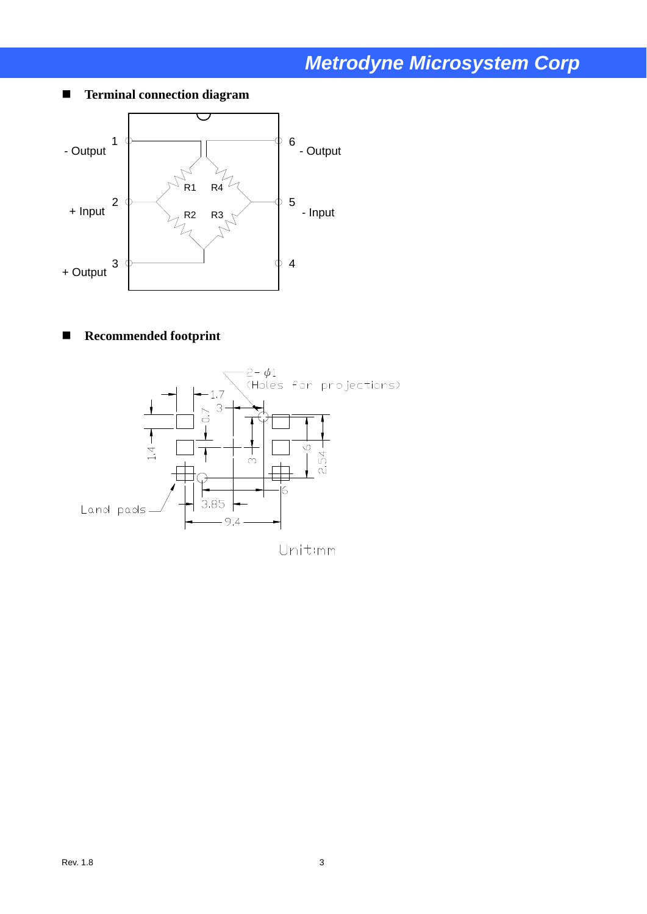## Terminal connection diagram

- Output 1
+ Input 2
+ Output 3
4
- Input 5
- Output 6

## Recommended footprint

Unit:mm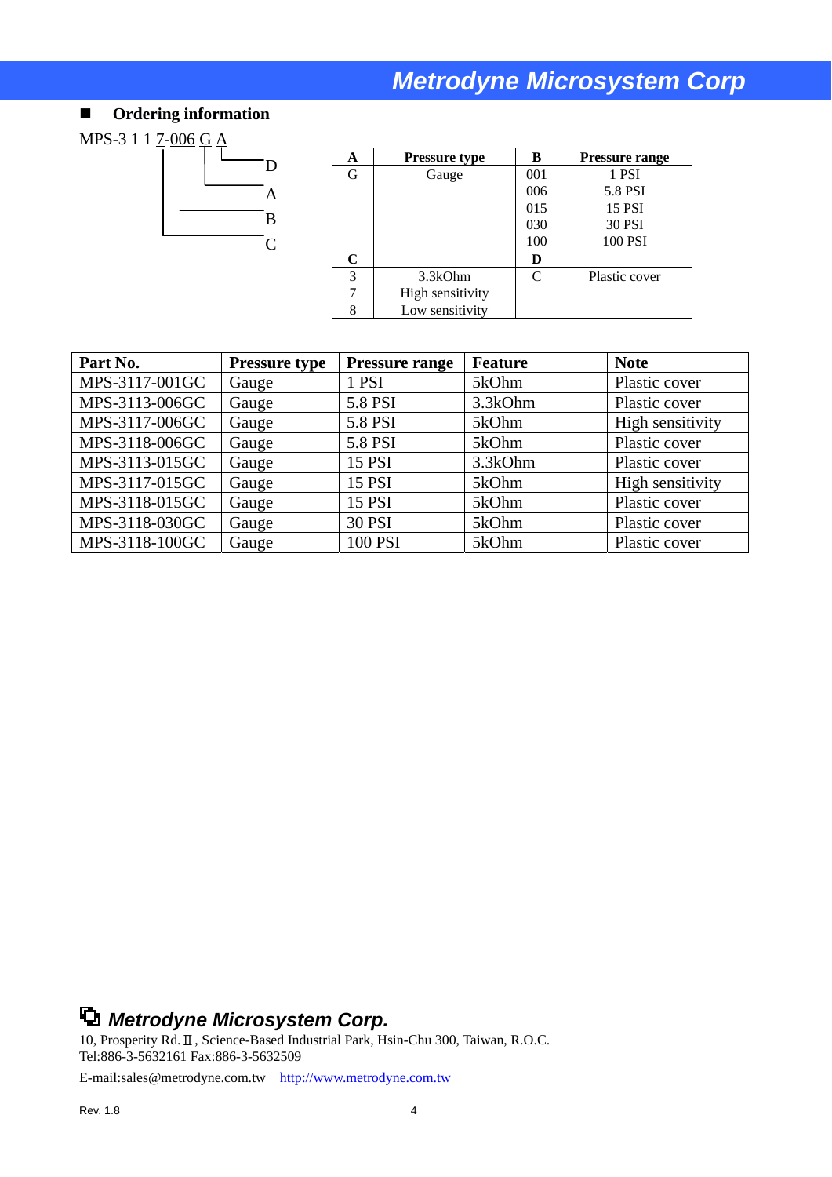## Ordering information

MPS-3 1 1 7-006 G A

D
A
B
C

| A | Pressure type | B | Pressure range |
|---|---|---|---|
| G | Gauge | 001 | 1 PSI |
| | | 006 | 5.8 PSI |
| | | 015 | 15 PSI |
| | | 030 | 30 PSI |
| | | 100 | 100 PSI |
| **C** | | **D** | |
| 3 | 3.3kOhm | C | Plastic cover |
| 7 | High sensitivity | | |
| 8 | Low sensitivity | | |

| Part No. | Pressure type | Pressure range | Feature | Note |
|---|---|---|---|---|
| MPS-3117-001GC | Gauge | 1 PSI | 5kOhm | Plastic cover |
| MPS-3113-006GC | Gauge | 5.8 PSI | 3.3kOhm | Plastic cover |
| MPS-3117-006GC | Gauge | 5.8 PSI | 5kOhm | High sensitivity |
| MPS-3118-006GC | Gauge | 5.8 PSI | 5kOhm | Plastic cover |
| MPS-3113-015GC | Gauge | 15 PSI | 3.3kOhm | Plastic cover |
| MPS-3117-015GC | Gauge | 15 PSI | 5kOhm | High sensitivity |
| MPS-3118-015GC | Gauge | 15 PSI | 5kOhm | Plastic cover |
| MPS-3118-030GC | Gauge | 30 PSI | 5kOhm | Plastic cover |
| MPS-3118-100GC | Gauge | 100 PSI | 5kOhm | Plastic cover |

***Metrodyne Microsystem Corp.***

10, Prosperity Rd. II, Science-Based Industrial Park, Hsin-Chu 300, Taiwan, R.O.C.
Tel:886-3-5632161 Fax:886-3-5632509
E-mail:sales@metrodyne.com.tw http://www.metrodyne.com.tw

Rev. 1.8